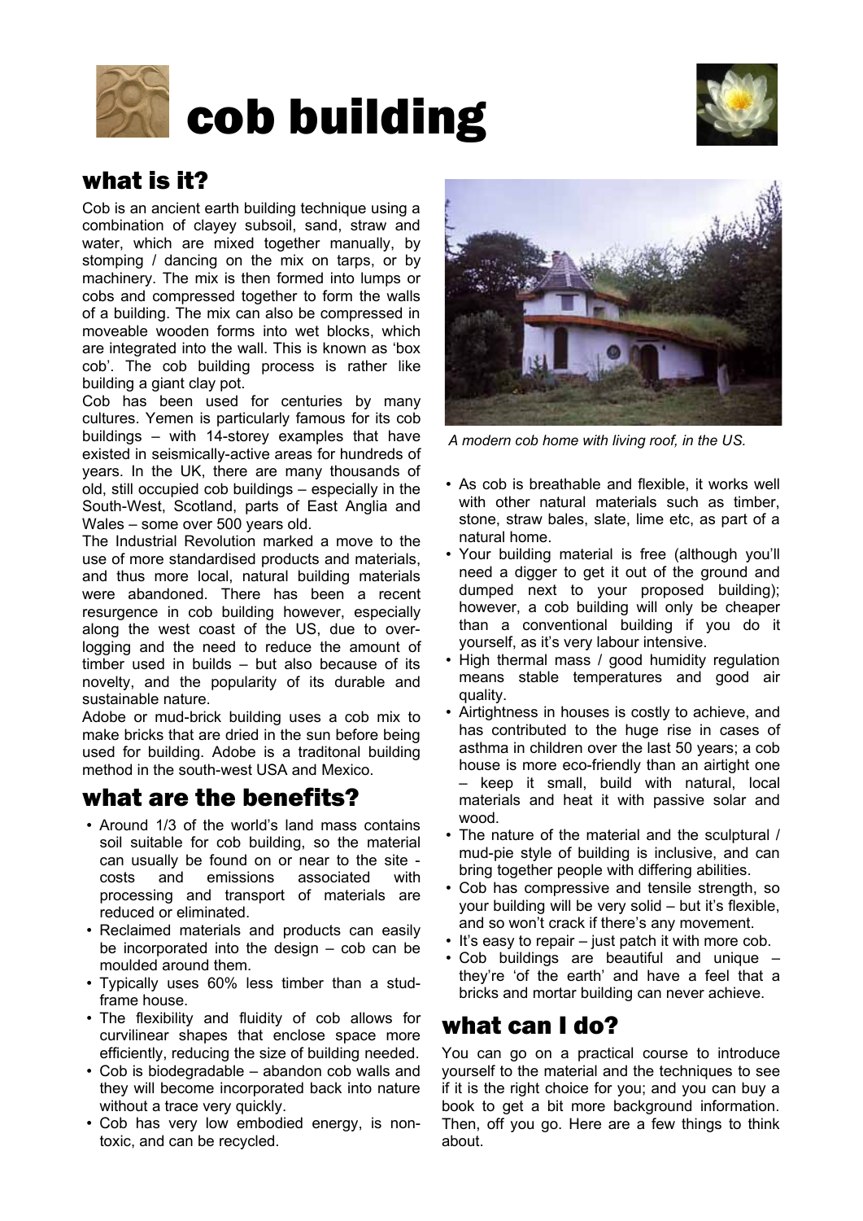# cob building

## what is it?

Cob is an ancient earth building technique using a combination of clayey subsoil, sand, straw and water, which are mixed together manually, by stomping / dancing on the mix on tarps, or by machinery. The mix is then formed into lumps or cobs and compressed together to form the walls of a building. The mix can also be compressed in moveable wooden forms into wet blocks, which are integrated into the wall. This is known as 'box cob'. The cob building process is rather like building a giant clay pot.

Cob has been used for centuries by many cultures. Yemen is particularly famous for its cob buildings – with 14-storey examples that have existed in seismically-active areas for hundreds of years. In the UK, there are many thousands of old, still occupied cob buildings – especially in the South-West, Scotland, parts of East Anglia and Wales – some over 500 years old.

The Industrial Revolution marked a move to the use of more standardised products and materials, and thus more local, natural building materials were abandoned. There has been a recent resurgence in cob building however, especially along the west coast of the US, due to over-logging and the need to reduce the amount of timber used in builds – but also because of its novelty, and the popularity of its durable and sustainable nature.

Adobe or mud-brick building uses a cob mix to make bricks that are dried in the sun before being used for building. Adobe is a traditonal building method in the south-west USA and Mexico.

## what are the benefits?

- Around 1/3 of the world's land mass contains soil suitable for cob building, so the material can usually be found on or near to the site - costs and emissions associated with processing and transport of materials are reduced or eliminated.
- Reclaimed materials and products can easily be incorporated into the design – cob can be moulded around them.
- Typically uses 60% less timber than a stud-frame house.
- The flexibility and fluidity of cob allows for curvilinear shapes that enclose space more efficiently, reducing the size of building needed.
- Cob is biodegradable – abandon cob walls and they will become incorporated back into nature without a trace very quickly.
- Cob has very low embodied energy, is non-toxic, and can be recycled.

*A modern cob home with living roof, in the US.*

- As cob is breathable and flexible, it works well with other natural materials such as timber, stone, straw bales, slate, lime etc, as part of a natural home.
- Your building material is free (although you'll need a digger to get it out of the ground and dumped next to your proposed building); however, a cob building will only be cheaper than a conventional building if you do it yourself, as it's very labour intensive.
- High thermal mass / good humidity regulation means stable temperatures and good air quality.
- Airtightness in houses is costly to achieve, and has contributed to the huge rise in cases of asthma in children over the last 50 years; a cob house is more eco-friendly than an airtight one – keep it small, build with natural, local materials and heat it with passive solar and wood.
- The nature of the material and the sculptural / mud-pie style of building is inclusive, and can bring together people with differing abilities.
- Cob has compressive and tensile strength, so your building will be very solid – but it's flexible, and so won't crack if there's any movement.
- It's easy to repair – just patch it with more cob.
- Cob buildings are beautiful and unique – they're 'of the earth' and have a feel that a bricks and mortar building can never achieve.

## what can I do?

You can go on a practical course to introduce yourself to the material and the techniques to see if it is the right choice for you; and you can buy a book to get a bit more background information. Then, off you go. Here are a few things to think about.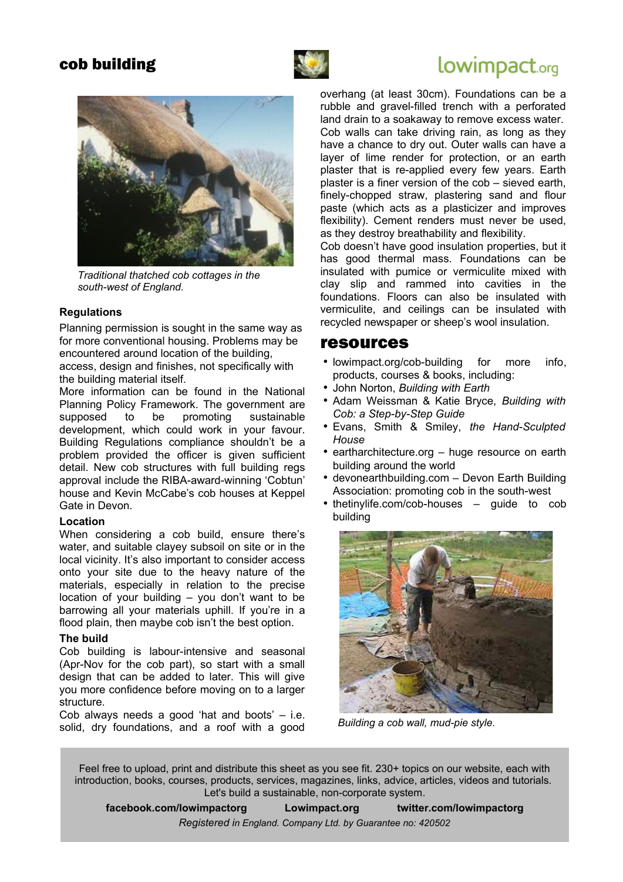# cob building

Traditional thatched cob cottages in the south-west of England.

### Regulations

Planning permission is sought in the same way as for more conventional housing. Problems may be encountered around location of the building, access, design and finishes, not specifically with the building material itself.

More information can be found in the National Planning Policy Framework. The government are supposed to be promoting sustainable development, which could work in your favour. Building Regulations compliance shouldn't be a problem provided the officer is given sufficient detail. New cob structures with full building regs approval include the RIBA-award-winning 'Cobtun' house and Kevin McCabe's cob houses at Keppel Gate in Devon.

### Location

When considering a cob build, ensure there's water, and suitable clayey subsoil on site or in the local vicinity. It's also important to consider access onto your site due to the heavy nature of the materials, especially in relation to the precise location of your building – you don't want to be barrowing all your materials uphill. If you're in a flood plain, then maybe cob isn't the best option.

### The build

Cob building is labour-intensive and seasonal (Apr-Nov for the cob part), so start with a small design that can be added to later. This will give you more confidence before moving on to a larger structure.

Cob always needs a good 'hat and boots' – i.e. solid, dry foundations, and a roof with a good overhang (at least 30cm). Foundations can be a rubble and gravel-filled trench with a perforated land drain to a soakaway to remove excess water. Cob walls can take driving rain, as long as they have a chance to dry out. Outer walls can have a layer of lime render for protection, or an earth plaster that is re-applied every few years. Earth plaster is a finer version of the cob – sieved earth, finely-chopped straw, plastering sand and flour paste (which acts as a plasticizer and improves flexibility). Cement renders must never be used, as they destroy breathability and flexibility.

Cob doesn't have good insulation properties, but it has good thermal mass. Foundations can be insulated with pumice or vermiculite mixed with clay slip and rammed into cavities in the foundations. Floors can also be insulated with vermiculite, and ceilings can be insulated with recycled newspaper or sheep's wool insulation.

## resources

- lowimpact.org/cob-building for more info, products, courses & books, including:
- John Norton, *Building with Earth*
- Adam Weissman & Katie Bryce, *Building with Cob: a Step-by-Step Guide*
- Evans, Smith & Smiley, *the Hand-Sculpted House*
- eartharchitecture.org – huge resource on earth building around the world
- devonearthbuilding.com – Devon Earth Building Association: promoting cob in the south-west
- thetinylife.com/cob-houses – guide to cob building

*Building a cob wall, mud-pie style.*

Feel free to upload, print and distribute this sheet as you see fit. 230+ topics on our website, each with introduction, books, courses, products, services, magazines, links, advice, articles, videos and tutorials. Let's build a sustainable, non-corporate system.

**facebook.com/lowimpactorg** **Lowimpact.org** **twitter.com/lowimpactorg**

*Registered in England. Company Ltd. by Guarantee no: 420502*